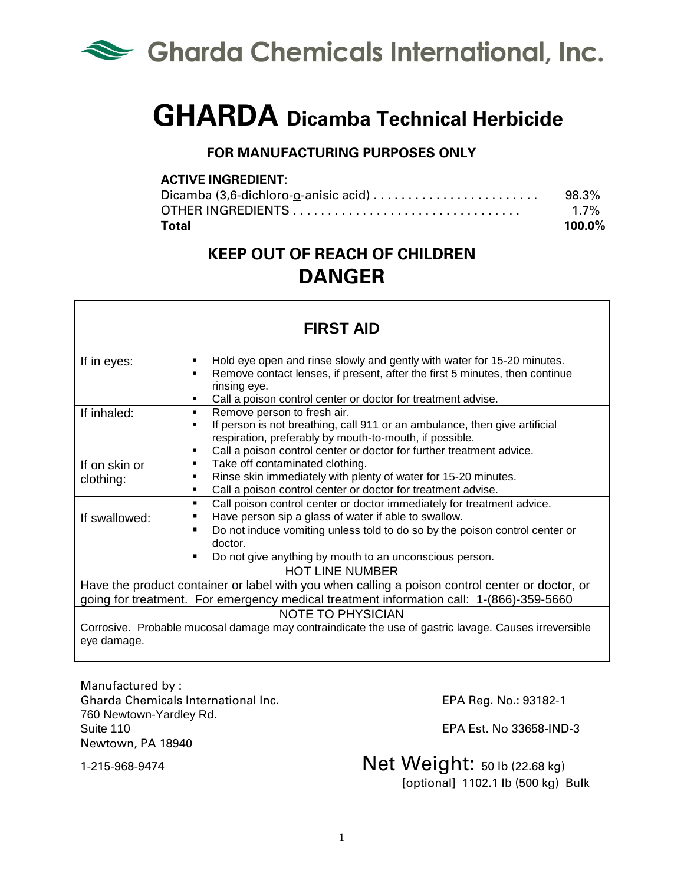# Gharda Chemicals International, Inc.

# GHARDA Dicamba Technical Herbicide

**FOR MANUFACTURING PURPOSES ONLY**

**ACTIVE INGREDIENT**:

| | |
|---|---|
| Dicamba (3,6-dichloro-o-anisic acid) . . . . . . . . . . . . . . . . . . . . . . . . | 98.3% |
| OTHER INGREDIENTS . . . . . . . . . . . . . . . . . . . . . . . . . . . . . . . . . | 1.7% |
| **Total** | **100.0%** |

## KEEP OUT OF REACH OF CHILDREN

## DANGER

### FIRST AID

| | |
|---|---|
| If in eyes: | ▪ Hold eye open and rinse slowly and gently with water for 15-20 minutes.<br>▪ Remove contact lenses, if present, after the first 5 minutes, then continue rinsing eye.<br>▪ Call a poison control center or doctor for treatment advise. |
| If inhaled: | ▪ Remove person to fresh air.<br>▪ If person is not breathing, call 911 or an ambulance, then give artificial respiration, preferably by mouth-to-mouth, if possible.<br>▪ Call a poison control center or doctor for further treatment advice. |
| If on skin or clothing: | ▪ Take off contaminated clothing.<br>▪ Rinse skin immediately with plenty of water for 15-20 minutes.<br>▪ Call a poison control center or doctor for treatment advise. |
| If swallowed: | ▪ Call poison control center or doctor immediately for treatment advice.<br>▪ Have person sip a glass of water if able to swallow.<br>▪ Do not induce vomiting unless told to do so by the poison control center or doctor.<br>▪ Do not give anything by mouth to an unconscious person. |

HOT LINE NUMBER

Have the product container or label with you when calling a poison control center or doctor, or going for treatment. For emergency medical treatment information call: 1-(866)-359-5660

NOTE TO PHYSICIAN

Corrosive. Probable mucosal damage may contraindicate the use of gastric lavage. Causes irreversible eye damage.

Manufactured by :
Gharda Chemicals International Inc.
760 Newtown-Yardley Rd.
Suite 110
Newtown, PA 18940

1-215-968-9474

EPA Reg. No.: 93182-1

EPA Est. No 33658-IND-3

Net Weight: 50 lb (22.68 kg)
[optional] 1102.1 lb (500 kg) Bulk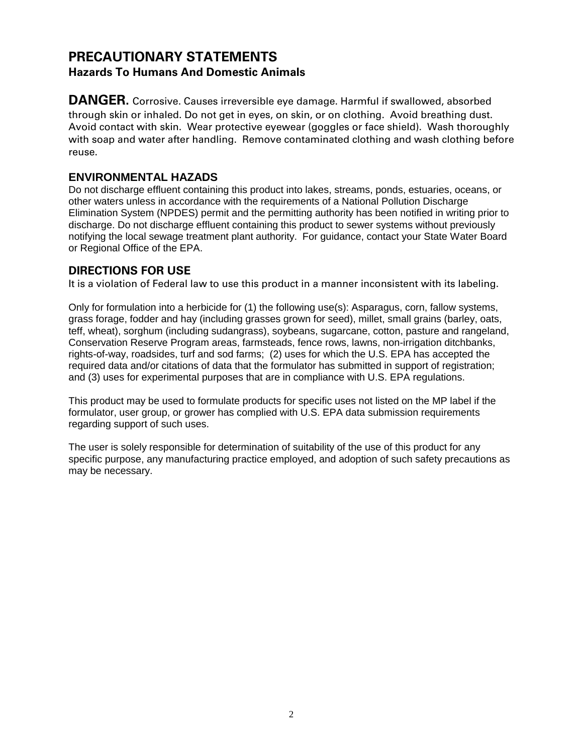# PRECAUTIONARY STATEMENTS

## Hazards To Humans And Domestic Animals

**DANGER.** Corrosive. Causes irreversible eye damage. Harmful if swallowed, absorbed through skin or inhaled. Do not get in eyes, on skin, or on clothing. Avoid breathing dust. Avoid contact with skin. Wear protective eyewear (goggles or face shield). Wash thoroughly with soap and water after handling. Remove contaminated clothing and wash clothing before reuse.

## ENVIRONMENTAL HAZADS

Do not discharge effluent containing this product into lakes, streams, ponds, estuaries, oceans, or other waters unless in accordance with the requirements of a National Pollution Discharge Elimination System (NPDES) permit and the permitting authority has been notified in writing prior to discharge. Do not discharge effluent containing this product to sewer systems without previously notifying the local sewage treatment plant authority. For guidance, contact your State Water Board or Regional Office of the EPA.

## DIRECTIONS FOR USE

It is a violation of Federal law to use this product in a manner inconsistent with its labeling.

Only for formulation into a herbicide for (1) the following use(s): Asparagus, corn, fallow systems, grass forage, fodder and hay (including grasses grown for seed), millet, small grains (barley, oats, teff, wheat), sorghum (including sudangrass), soybeans, sugarcane, cotton, pasture and rangeland, Conservation Reserve Program areas, farmsteads, fence rows, lawns, non-irrigation ditchbanks, rights-of-way, roadsides, turf and sod farms; (2) uses for which the U.S. EPA has accepted the required data and/or citations of data that the formulator has submitted in support of registration; and (3) uses for experimental purposes that are in compliance with U.S. EPA regulations.

This product may be used to formulate products for specific uses not listed on the MP label if the formulator, user group, or grower has complied with U.S. EPA data submission requirements regarding support of such uses.

The user is solely responsible for determination of suitability of the use of this product for any specific purpose, any manufacturing practice employed, and adoption of such safety precautions as may be necessary.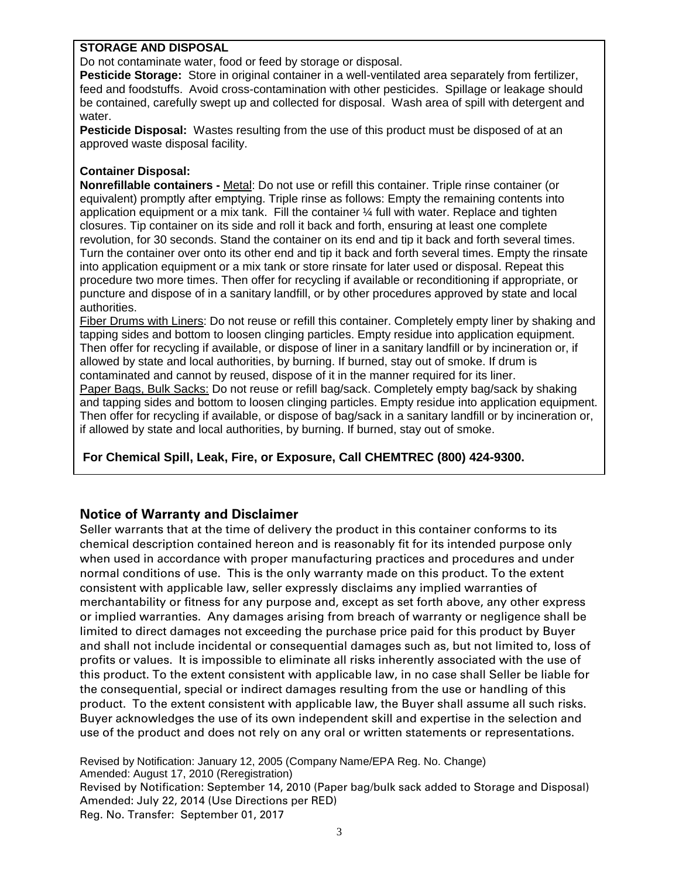**STORAGE AND DISPOSAL**

Do not contaminate water, food or feed by storage or disposal.

**Pesticide Storage:** Store in original container in a well-ventilated area separately from fertilizer, feed and foodstuffs. Avoid cross-contamination with other pesticides. Spillage or leakage should be contained, carefully swept up and collected for disposal. Wash area of spill with detergent and water.

**Pesticide Disposal:** Wastes resulting from the use of this product must be disposed of at an approved waste disposal facility.

**Container Disposal:**

**Nonrefillable containers -** Metal: Do not use or refill this container. Triple rinse container (or equivalent) promptly after emptying. Triple rinse as follows: Empty the remaining contents into application equipment or a mix tank. Fill the container ¼ full with water. Replace and tighten closures. Tip container on its side and roll it back and forth, ensuring at least one complete revolution, for 30 seconds. Stand the container on its end and tip it back and forth several times. Turn the container over onto its other end and tip it back and forth several times. Empty the rinsate into application equipment or a mix tank or store rinsate for later used or disposal. Repeat this procedure two more times. Then offer for recycling if available or reconditioning if appropriate, or puncture and dispose of in a sanitary landfill, or by other procedures approved by state and local authorities.

Fiber Drums with Liners: Do not reuse or refill this container. Completely empty liner by shaking and tapping sides and bottom to loosen clinging particles. Empty residue into application equipment. Then offer for recycling if available, or dispose of liner in a sanitary landfill or by incineration or, if allowed by state and local authorities, by burning. If burned, stay out of smoke. If drum is contaminated and cannot by reused, dispose of it in the manner required for its liner.

Paper Bags, Bulk Sacks: Do not reuse or refill bag/sack. Completely empty bag/sack by shaking and tapping sides and bottom to loosen clinging particles. Empty residue into application equipment. Then offer for recycling if available, or dispose of bag/sack in a sanitary landfill or by incineration or, if allowed by state and local authorities, by burning. If burned, stay out of smoke.

**For Chemical Spill, Leak, Fire, or Exposure, Call CHEMTREC (800) 424-9300.**

## Notice of Warranty and Disclaimer

Seller warrants that at the time of delivery the product in this container conforms to its chemical description contained hereon and is reasonably fit for its intended purpose only when used in accordance with proper manufacturing practices and procedures and under normal conditions of use. This is the only warranty made on this product. To the extent consistent with applicable law, seller expressly disclaims any implied warranties of merchantability or fitness for any purpose and, except as set forth above, any other express or implied warranties. Any damages arising from breach of warranty or negligence shall be limited to direct damages not exceeding the purchase price paid for this product by Buyer and shall not include incidental or consequential damages such as, but not limited to, loss of profits or values. It is impossible to eliminate all risks inherently associated with the use of this product. To the extent consistent with applicable law, in no case shall Seller be liable for the consequential, special or indirect damages resulting from the use or handling of this product. To the extent consistent with applicable law, the Buyer shall assume all such risks. Buyer acknowledges the use of its own independent skill and expertise in the selection and use of the product and does not rely on any oral or written statements or representations.

Revised by Notification: January 12, 2005 (Company Name/EPA Reg. No. Change)
Amended: August 17, 2010 (Reregistration)
Revised by Notification: September 14, 2010 (Paper bag/bulk sack added to Storage and Disposal)
Amended: July 22, 2014 (Use Directions per RED)
Reg. No. Transfer: September 01, 2017